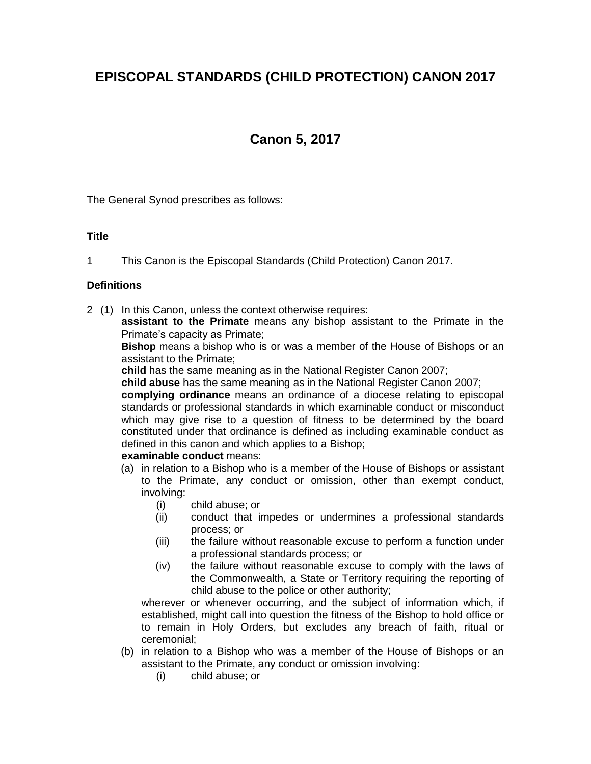# EPISCOPAL STANDARDS (CHILD PROTECTION) CANON 2017

## Canon 5, 2017

The General Synod prescribes as follows:

### Title

1 This Canon is the Episcopal Standards (Child Protection) Canon 2017.

### Definitions

2 (1) In this Canon, unless the context otherwise requires:

**assistant to the Primate** means any bishop assistant to the Primate in the Primate's capacity as Primate;

**Bishop** means a bishop who is or was a member of the House of Bishops or an assistant to the Primate;

**child** has the same meaning as in the National Register Canon 2007;

**child abuse** has the same meaning as in the National Register Canon 2007;

**complying ordinance** means an ordinance of a diocese relating to episcopal standards or professional standards in which examinable conduct or misconduct which may give rise to a question of fitness to be determined by the board constituted under that ordinance is defined as including examinable conduct as defined in this canon and which applies to a Bishop;

**examinable conduct** means:

(a) in relation to a Bishop who is a member of the House of Bishops or assistant to the Primate, any conduct or omission, other than exempt conduct, involving:

  (i) child abuse; or

  (ii) conduct that impedes or undermines a professional standards process; or

  (iii) the failure without reasonable excuse to perform a function under a professional standards process; or

  (iv) the failure without reasonable excuse to comply with the laws of the Commonwealth, a State or Territory requiring the reporting of child abuse to the police or other authority;

wherever or whenever occurring, and the subject of information which, if established, might call into question the fitness of the Bishop to hold office or to remain in Holy Orders, but excludes any breach of faith, ritual or ceremonial;

(b) in relation to a Bishop who was a member of the House of Bishops or an assistant to the Primate, any conduct or omission involving:

  (i) child abuse; or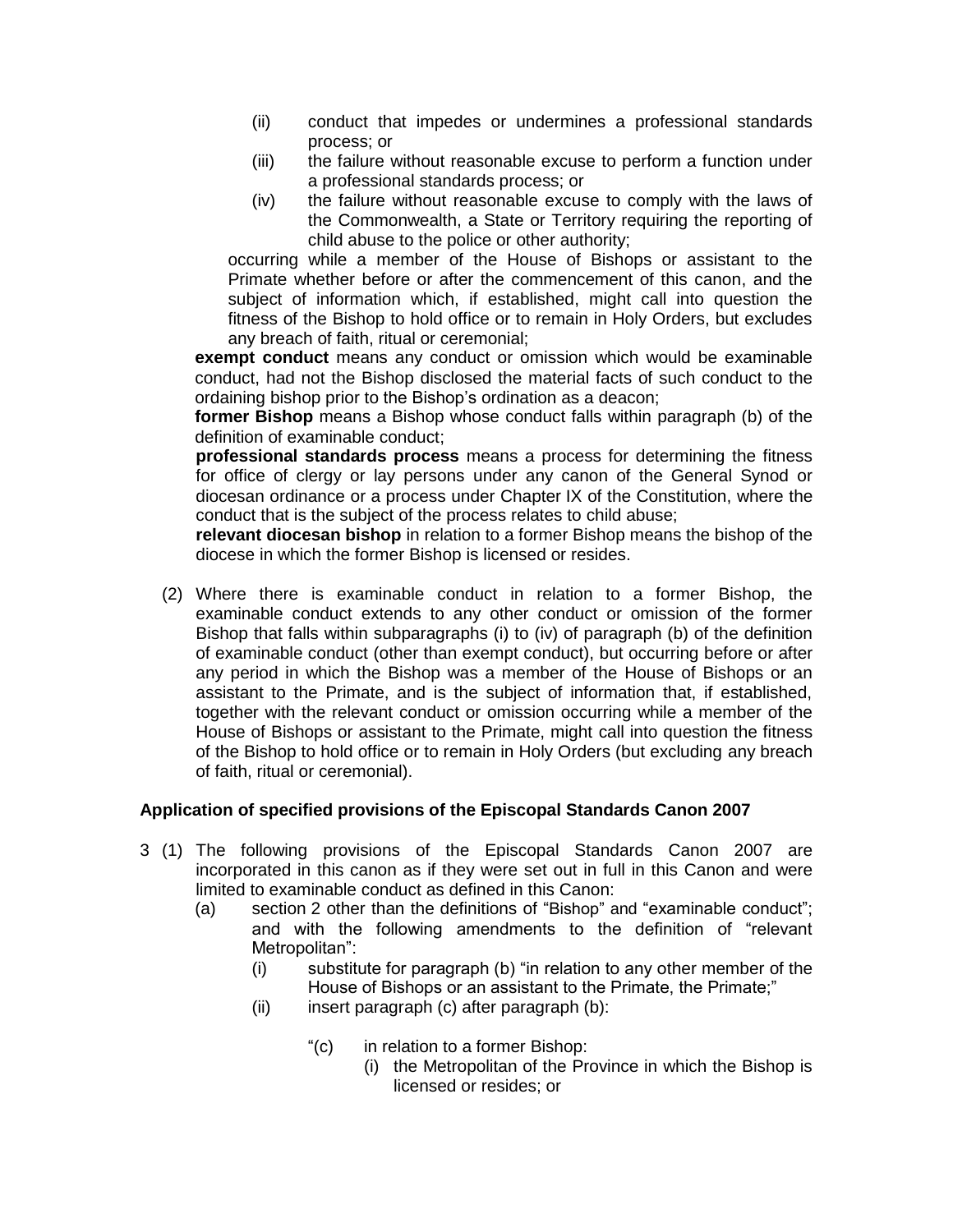(ii) conduct that impedes or undermines a professional standards process; or

(iii) the failure without reasonable excuse to perform a function under a professional standards process; or

(iv) the failure without reasonable excuse to comply with the laws of the Commonwealth, a State or Territory requiring the reporting of child abuse to the police or other authority;

occurring while a member of the House of Bishops or assistant to the Primate whether before or after the commencement of this canon, and the subject of information which, if established, might call into question the fitness of the Bishop to hold office or to remain in Holy Orders, but excludes any breach of faith, ritual or ceremonial;

**exempt conduct** means any conduct or omission which would be examinable conduct, had not the Bishop disclosed the material facts of such conduct to the ordaining bishop prior to the Bishop's ordination as a deacon;

**former Bishop** means a Bishop whose conduct falls within paragraph (b) of the definition of examinable conduct;

**professional standards process** means a process for determining the fitness for office of clergy or lay persons under any canon of the General Synod or diocesan ordinance or a process under Chapter IX of the Constitution, where the conduct that is the subject of the process relates to child abuse;

**relevant diocesan bishop** in relation to a former Bishop means the bishop of the diocese in which the former Bishop is licensed or resides.

(2) Where there is examinable conduct in relation to a former Bishop, the examinable conduct extends to any other conduct or omission of the former Bishop that falls within subparagraphs (i) to (iv) of paragraph (b) of the definition of examinable conduct (other than exempt conduct), but occurring before or after any period in which the Bishop was a member of the House of Bishops or an assistant to the Primate, and is the subject of information that, if established, together with the relevant conduct or omission occurring while a member of the House of Bishops or assistant to the Primate, might call into question the fitness of the Bishop to hold office or to remain in Holy Orders (but excluding any breach of faith, ritual or ceremonial).

**Application of specified provisions of the Episcopal Standards Canon 2007**

3 (1) The following provisions of the Episcopal Standards Canon 2007 are incorporated in this canon as if they were set out in full in this Canon and were limited to examinable conduct as defined in this Canon:

(a) section 2 other than the definitions of "Bishop" and "examinable conduct"; and with the following amendments to the definition of "relevant Metropolitan":

(i) substitute for paragraph (b) "in relation to any other member of the House of Bishops or an assistant to the Primate, the Primate;"

(ii) insert paragraph (c) after paragraph (b):

"(c) in relation to a former Bishop:

(i) the Metropolitan of the Province in which the Bishop is licensed or resides; or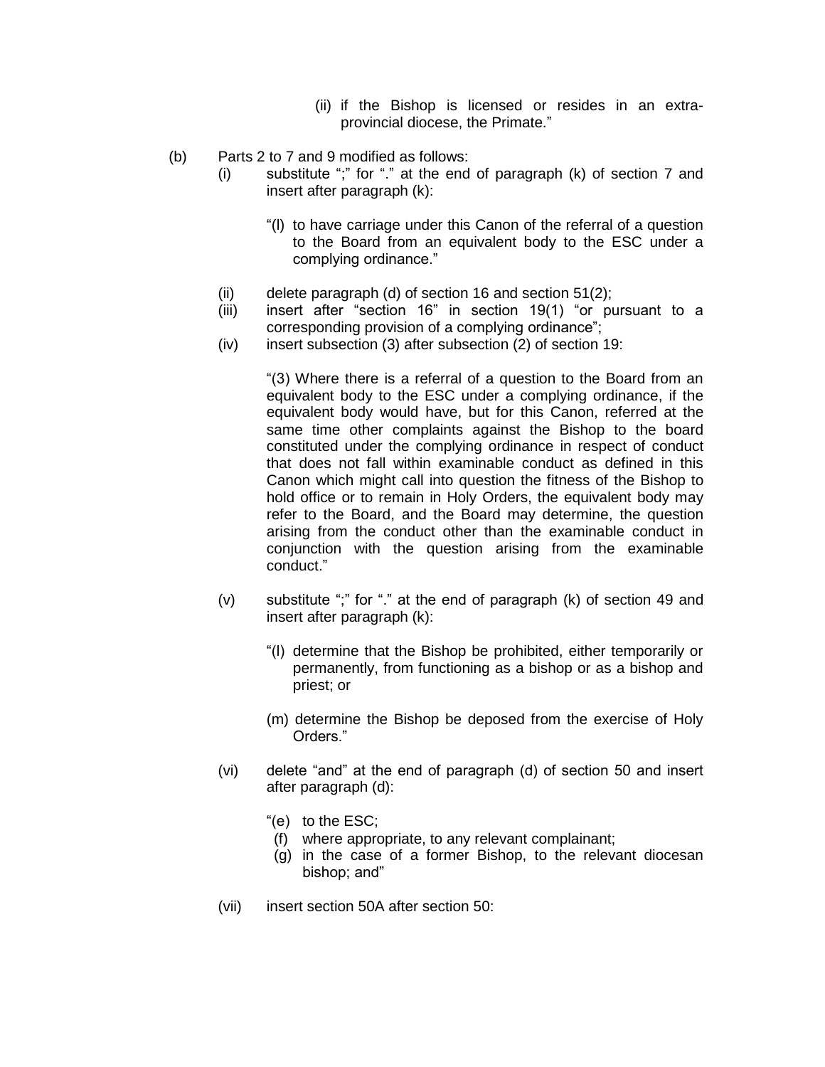(ii) if the Bishop is licensed or resides in an extra-provincial diocese, the Primate."

(b) Parts 2 to 7 and 9 modified as follows:

(i) substitute ";" for "." at the end of paragraph (k) of section 7 and insert after paragraph (k):

"(l) to have carriage under this Canon of the referral of a question to the Board from an equivalent body to the ESC under a complying ordinance."

(ii) delete paragraph (d) of section 16 and section 51(2);

(iii) insert after "section 16" in section 19(1) "or pursuant to a corresponding provision of a complying ordinance";

(iv) insert subsection (3) after subsection (2) of section 19:

"(3) Where there is a referral of a question to the Board from an equivalent body to the ESC under a complying ordinance, if the equivalent body would have, but for this Canon, referred at the same time other complaints against the Bishop to the board constituted under the complying ordinance in respect of conduct that does not fall within examinable conduct as defined in this Canon which might call into question the fitness of the Bishop to hold office or to remain in Holy Orders, the equivalent body may refer to the Board, and the Board may determine, the question arising from the conduct other than the examinable conduct in conjunction with the question arising from the examinable conduct."

(v) substitute ";" for "." at the end of paragraph (k) of section 49 and insert after paragraph (k):

"(l) determine that the Bishop be prohibited, either temporarily or permanently, from functioning as a bishop or as a bishop and priest; or

(m) determine the Bishop be deposed from the exercise of Holy Orders."

(vi) delete "and" at the end of paragraph (d) of section 50 and insert after paragraph (d):

"(e) to the ESC;
(f) where appropriate, to any relevant complainant;
(g) in the case of a former Bishop, to the relevant diocesan bishop; and"

(vii) insert section 50A after section 50: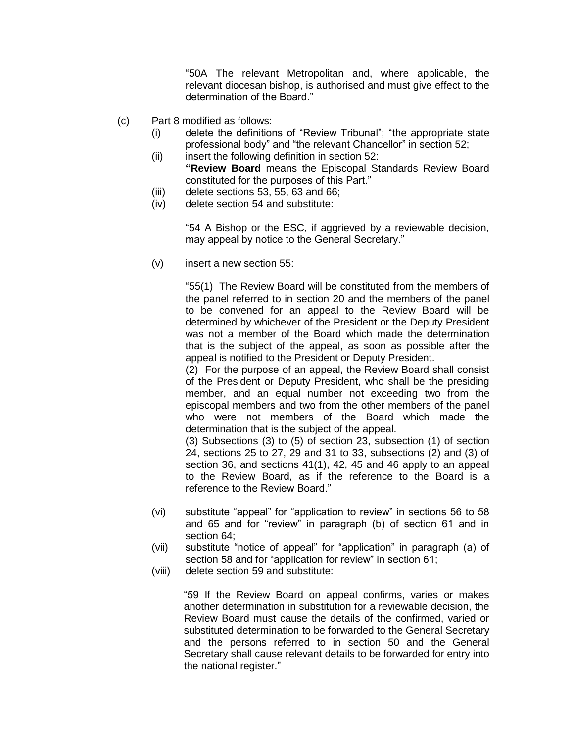"50A The relevant Metropolitan and, where applicable, the relevant diocesan bishop, is authorised and must give effect to the determination of the Board."

(c) Part 8 modified as follows:

(i) delete the definitions of "Review Tribunal"; "the appropriate state professional body" and "the relevant Chancellor" in section 52;

(ii) insert the following definition in section 52:
**"Review Board** means the Episcopal Standards Review Board constituted for the purposes of this Part."

(iii) delete sections 53, 55, 63 and 66;

(iv) delete section 54 and substitute:

"54 A Bishop or the ESC, if aggrieved by a reviewable decision, may appeal by notice to the General Secretary."

(v) insert a new section 55:

"55(1) The Review Board will be constituted from the members of the panel referred to in section 20 and the members of the panel to be convened for an appeal to the Review Board will be determined by whichever of the President or the Deputy President was not a member of the Board which made the determination that is the subject of the appeal, as soon as possible after the appeal is notified to the President or Deputy President.

(2) For the purpose of an appeal, the Review Board shall consist of the President or Deputy President, who shall be the presiding member, and an equal number not exceeding two from the episcopal members and two from the other members of the panel who were not members of the Board which made the determination that is the subject of the appeal.

(3) Subsections (3) to (5) of section 23, subsection (1) of section 24, sections 25 to 27, 29 and 31 to 33, subsections (2) and (3) of section 36, and sections 41(1), 42, 45 and 46 apply to an appeal to the Review Board, as if the reference to the Board is a reference to the Review Board."

(vi) substitute "appeal" for "application to review" in sections 56 to 58 and 65 and for "review" in paragraph (b) of section 61 and in section 64;

(vii) substitute "notice of appeal" for "application" in paragraph (a) of section 58 and for "application for review" in section 61;

(viii) delete section 59 and substitute:

"59 If the Review Board on appeal confirms, varies or makes another determination in substitution for a reviewable decision, the Review Board must cause the details of the confirmed, varied or substituted determination to be forwarded to the General Secretary and the persons referred to in section 50 and the General Secretary shall cause relevant details to be forwarded for entry into the national register."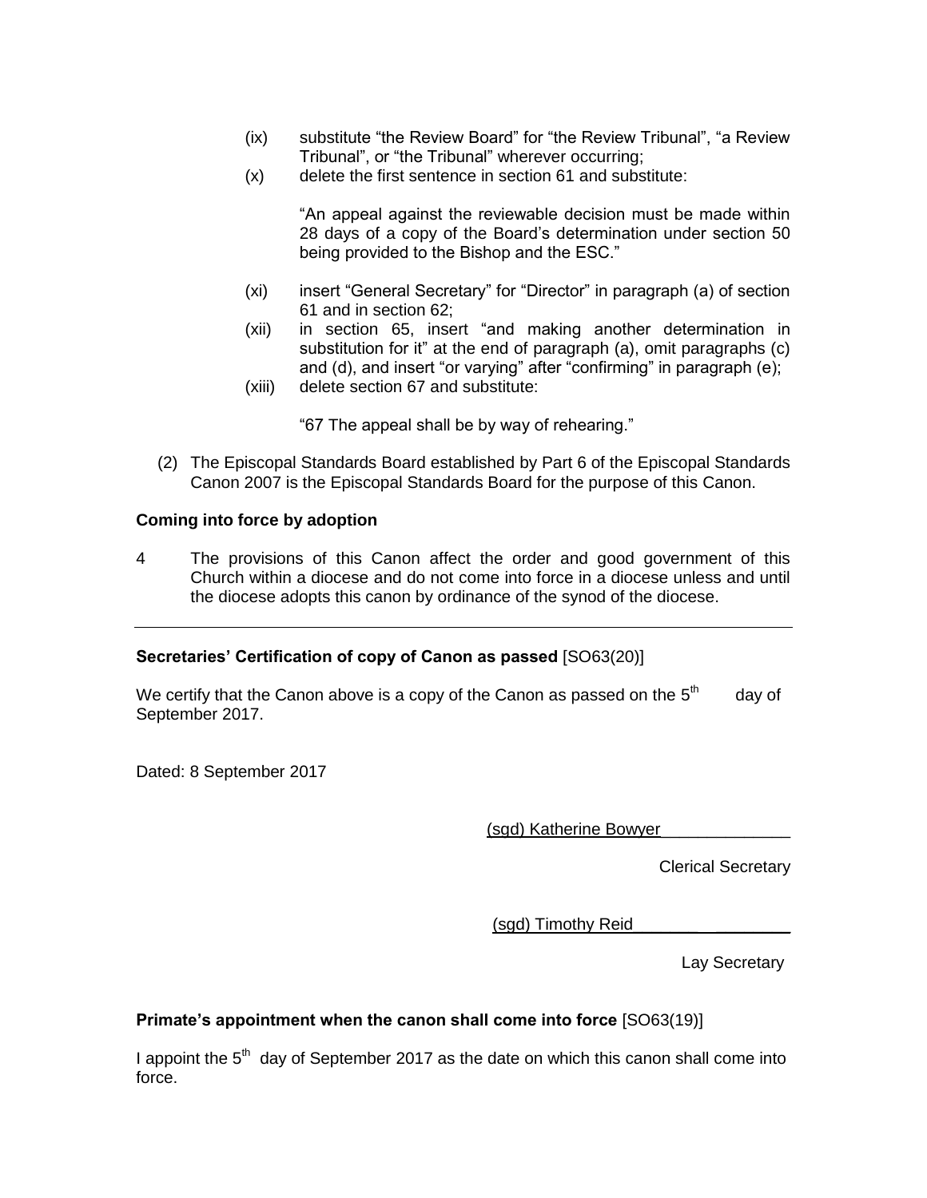(ix) substitute "the Review Board" for "the Review Tribunal", "a Review Tribunal", or "the Tribunal" wherever occurring;

(x) delete the first sentence in section 61 and substitute:

"An appeal against the reviewable decision must be made within 28 days of a copy of the Board's determination under section 50 being provided to the Bishop and the ESC."

(xi) insert "General Secretary" for "Director" in paragraph (a) of section 61 and in section 62;

(xii) in section 65, insert "and making another determination in substitution for it" at the end of paragraph (a), omit paragraphs (c) and (d), and insert "or varying" after "confirming" in paragraph (e);

(xiii) delete section 67 and substitute:

"67 The appeal shall be by way of rehearing."

(2) The Episcopal Standards Board established by Part 6 of the Episcopal Standards Canon 2007 is the Episcopal Standards Board for the purpose of this Canon.

**Coming into force by adoption**

4 The provisions of this Canon affect the order and good government of this Church within a diocese and do not come into force in a diocese unless and until the diocese adopts this canon by ordinance of the synod of the diocese.

---

**Secretaries' Certification of copy of Canon as passed** [SO63(20)]

We certify that the Canon above is a copy of the Canon as passed on the 5th day of September 2017.

Dated: 8 September 2017

(sgd) Katherine Bowyer

Clerical Secretary

(sgd) Timothy Reid

Lay Secretary

**Primate's appointment when the canon shall come into force** [SO63(19)]

I appoint the 5th day of September 2017 as the date on which this canon shall come into force.